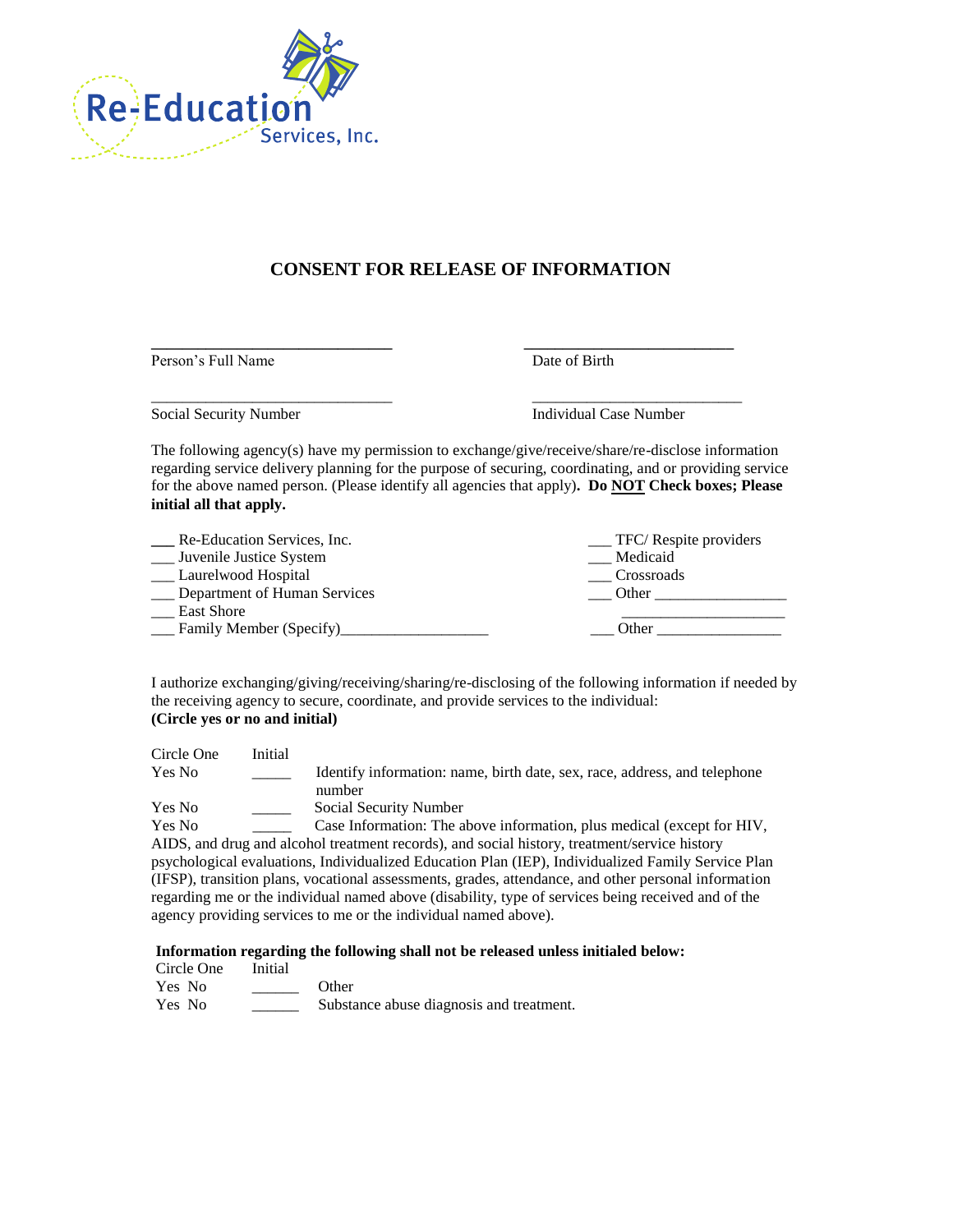Re-Education Services, Inc.

# CONSENT FOR RELEASE OF INFORMATION

______________________________ Person's Full Name

__________________________ Date of Birth

______________________________ Social Security Number

__________________________ Individual Case Number

The following agency(s) have my permission to exchange/give/receive/share/re-disclose information regarding service delivery planning for the purpose of securing, coordinating, and or providing service for the above named person. (Please identify all agencies that apply). **Do NOT Check boxes; Please initial all that apply.**

___ Re-Education Services, Inc.
___ Juvenile Justice System
___ Laurelwood Hospital
___ Department of Human Services
___ East Shore
___ Family Member (Specify)___________________

___ TFC/ Respite providers
___ Medicaid
___ Crossroads
___ Other _________________
_____________________
___ Other ________________

I authorize exchanging/giving/receiving/sharing/re-disclosing of the following information if needed by the receiving agency to secure, coordinate, and provide services to the individual:
**(Circle yes or no and initial)**

| Circle One | Initial | |
|---|---|---|
| Yes No | _____ | Identify information: name, birth date, sex, race, address, and telephone number |
| Yes No | _____ | Social Security Number |
| Yes No | _____ | Case Information: The above information, plus medical (except for HIV, AIDS, and drug and alcohol treatment records), and social history, treatment/service history psychological evaluations, Individualized Education Plan (IEP), Individualized Family Service Plan (IFSP), transition plans, vocational assessments, grades, attendance, and other personal information regarding me or the individual named above (disability, type of services being received and of the agency providing services to me or the individual named above). |

**Information regarding the following shall not be released unless initialed below:**

| Circle One | Initial | |
|---|---|---|
| Yes No | ______ | Other |
| Yes No | ______ | Substance abuse diagnosis and treatment. |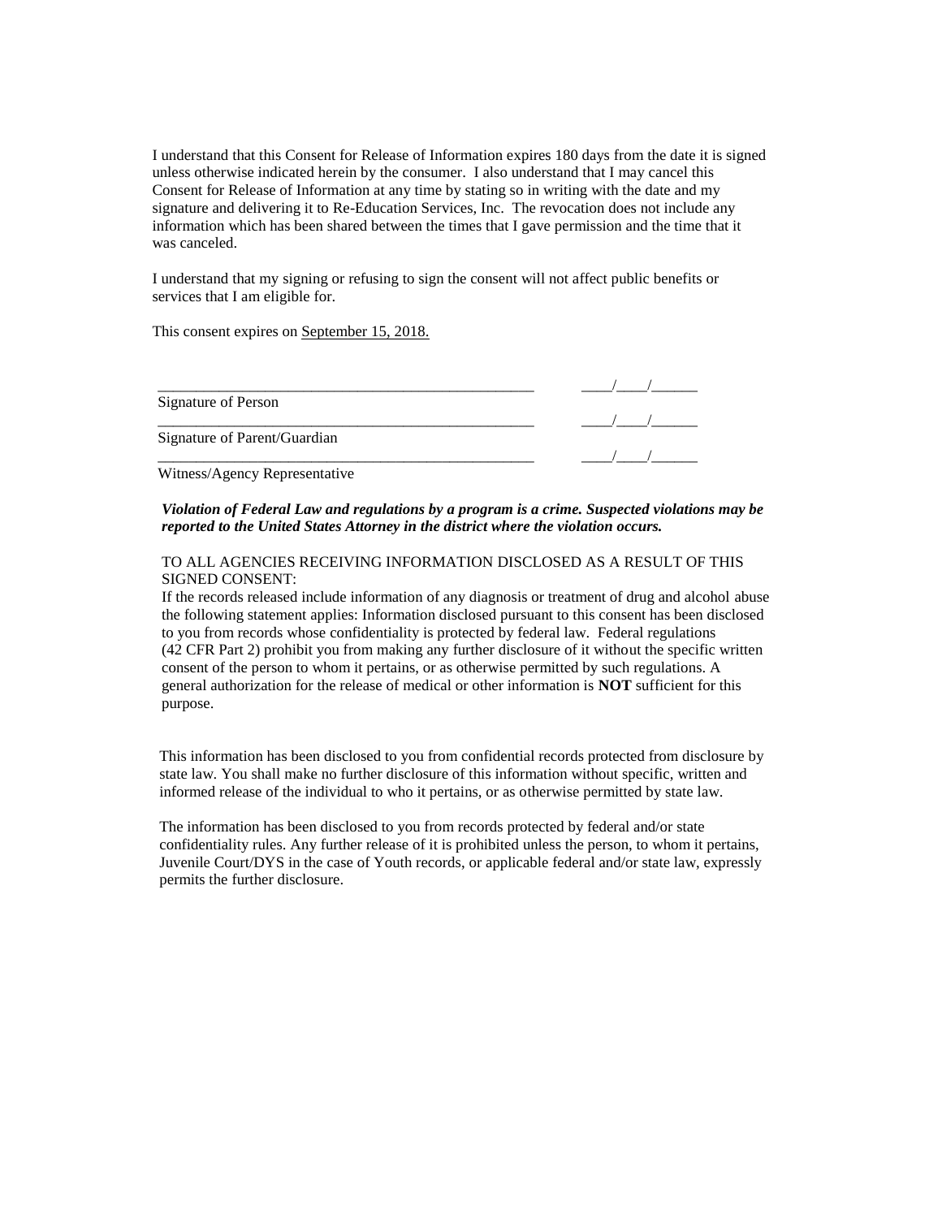I understand that this Consent for Release of Information expires 180 days from the date it is signed unless otherwise indicated herein by the consumer. I also understand that I may cancel this Consent for Release of Information at any time by stating so in writing with the date and my signature and delivering it to Re-Education Services, Inc. The revocation does not include any information which has been shared between the times that I gave permission and the time that it was canceled.

I understand that my signing or refusing to sign the consent will not affect public benefits or services that I am eligible for.

This consent expires on September 15, 2018.

\_\_\_\_\_\_\_\_\_\_\_\_\_\_\_\_\_\_\_\_\_\_\_\_\_\_\_\_\_\_\_\_\_\_\_\_\_\_\_\_\_\_\_\_\_\_\_\_\_\_ \_\_\_\_/\_\_\_\_/\_\_\_\_\_\_
Signature of Person

\_\_\_\_\_\_\_\_\_\_\_\_\_\_\_\_\_\_\_\_\_\_\_\_\_\_\_\_\_\_\_\_\_\_\_\_\_\_\_\_\_\_\_\_\_\_\_\_\_\_ \_\_\_\_/\_\_\_\_/\_\_\_\_\_\_
Signature of Parent/Guardian

\_\_\_\_\_\_\_\_\_\_\_\_\_\_\_\_\_\_\_\_\_\_\_\_\_\_\_\_\_\_\_\_\_\_\_\_\_\_\_\_\_\_\_\_\_\_\_\_\_\_ \_\_\_\_/\_\_\_\_/\_\_\_\_\_\_
Witness/Agency Representative

***Violation of Federal Law and regulations by a program is a crime. Suspected violations may be reported to the United States Attorney in the district where the violation occurs.***

TO ALL AGENCIES RECEIVING INFORMATION DISCLOSED AS A RESULT OF THIS SIGNED CONSENT:
If the records released include information of any diagnosis or treatment of drug and alcohol abuse the following statement applies: Information disclosed pursuant to this consent has been disclosed to you from records whose confidentiality is protected by federal law. Federal regulations (42 CFR Part 2) prohibit you from making any further disclosure of it without the specific written consent of the person to whom it pertains, or as otherwise permitted by such regulations. A general authorization for the release of medical or other information is **NOT** sufficient for this purpose.

This information has been disclosed to you from confidential records protected from disclosure by state law. You shall make no further disclosure of this information without specific, written and informed release of the individual to who it pertains, or as otherwise permitted by state law.

The information has been disclosed to you from records protected by federal and/or state confidentiality rules. Any further release of it is prohibited unless the person, to whom it pertains, Juvenile Court/DYS in the case of Youth records, or applicable federal and/or state law, expressly permits the further disclosure.